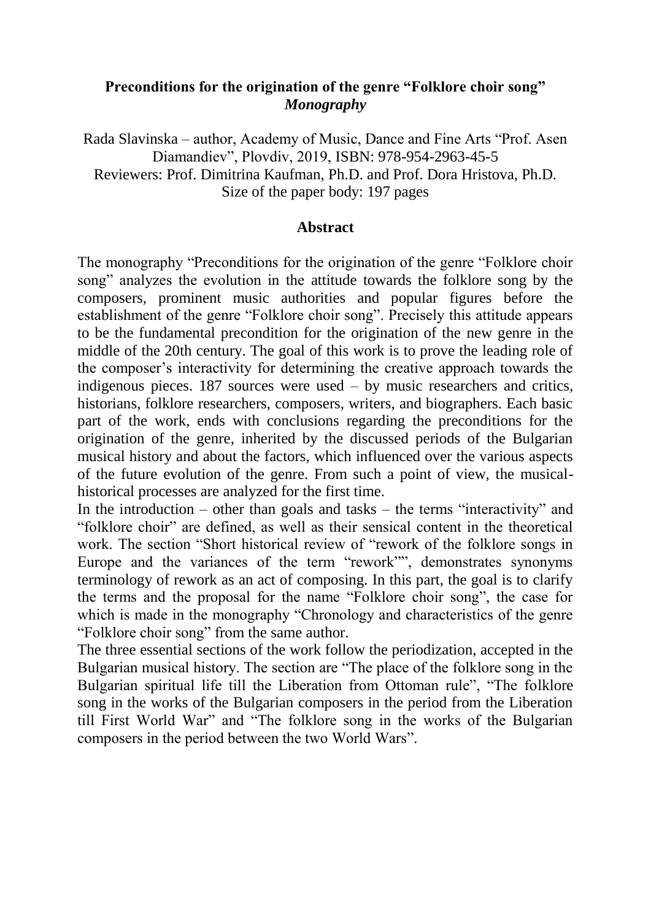# Preconditions for the origination of the genre "Folklore choir song"
***Monography***

Rada Slavinska – author, Academy of Music, Dance and Fine Arts "Prof. Asen Diamandiev", Plovdiv, 2019, ISBN: 978-954-2963-45-5
Reviewers: Prof. Dimitrina Kaufman, Ph.D. and Prof. Dora Hristova, Ph.D.
Size of the paper body: 197 pages

## Abstract

The monography "Preconditions for the origination of the genre "Folklore choir song" analyzes the evolution in the attitude towards the folklore song by the composers, prominent music authorities and popular figures before the establishment of the genre "Folklore choir song". Precisely this attitude appears to be the fundamental precondition for the origination of the new genre in the middle of the 20th century. The goal of this work is to prove the leading role of the composer's interactivity for determining the creative approach towards the indigenous pieces. 187 sources were used – by music researchers and critics, historians, folklore researchers, composers, writers, and biographers. Each basic part of the work, ends with conclusions regarding the preconditions for the origination of the genre, inherited by the discussed periods of the Bulgarian musical history and about the factors, which influenced over the various aspects of the future evolution of the genre. From such a point of view, the musical-historical processes are analyzed for the first time.

In the introduction – other than goals and tasks – the terms "interactivity" and "folklore choir" are defined, as well as their sensical content in the theoretical work. The section "Short historical review of "rework of the folklore songs in Europe and the variances of the term "rework"", demonstrates synonyms terminology of rework as an act of composing. In this part, the goal is to clarify the terms and the proposal for the name "Folklore choir song", the case for which is made in the monography "Chronology and characteristics of the genre "Folklore choir song" from the same author.

The three essential sections of the work follow the periodization, accepted in the Bulgarian musical history. The section are "The place of the folklore song in the Bulgarian spiritual life till the Liberation from Ottoman rule", "The folklore song in the works of the Bulgarian composers in the period from the Liberation till First World War" and "The folklore song in the works of the Bulgarian composers in the period between the two World Wars".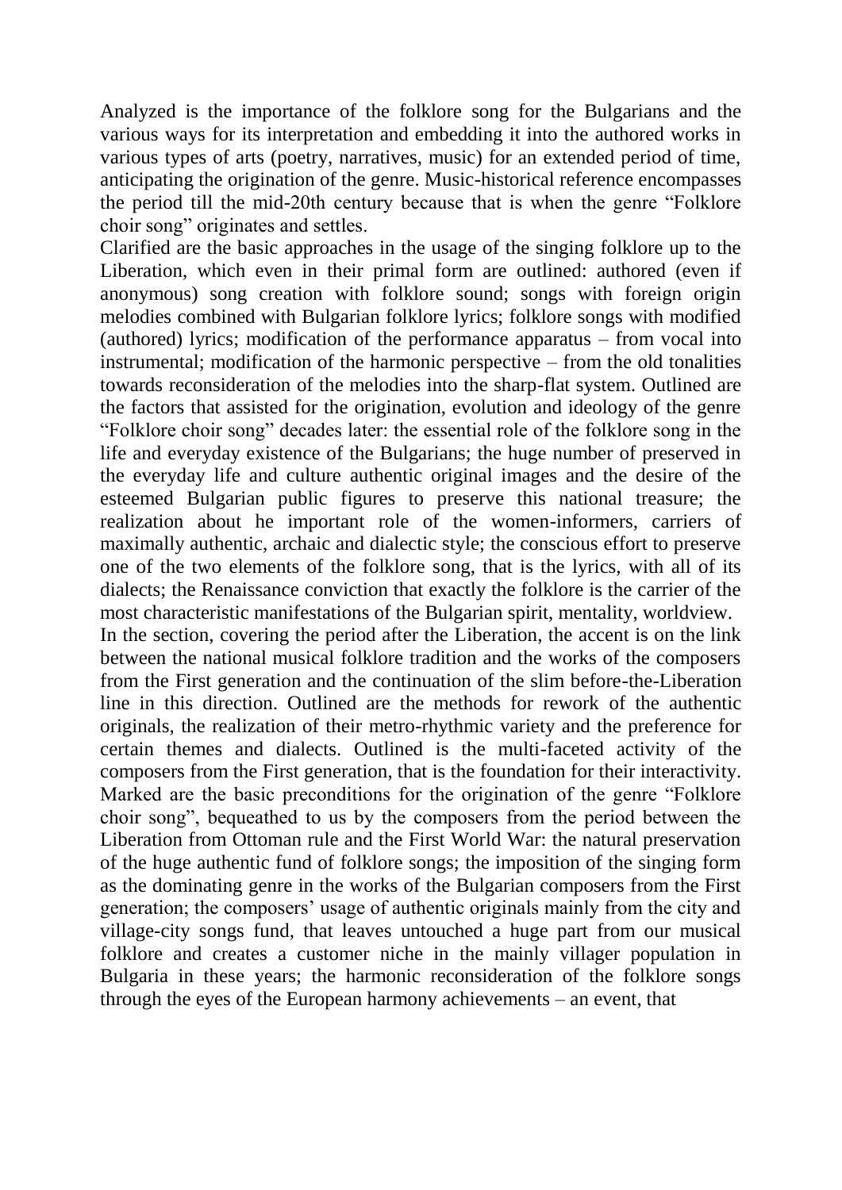Analyzed is the importance of the folklore song for the Bulgarians and the various ways for its interpretation and embedding it into the authored works in various types of arts (poetry, narratives, music) for an extended period of time, anticipating the origination of the genre. Music-historical reference encompasses the period till the mid-20th century because that is when the genre "Folklore choir song" originates and settles.

Clarified are the basic approaches in the usage of the singing folklore up to the Liberation, which even in their primal form are outlined: authored (even if anonymous) song creation with folklore sound; songs with foreign origin melodies combined with Bulgarian folklore lyrics; folklore songs with modified (authored) lyrics; modification of the performance apparatus – from vocal into instrumental; modification of the harmonic perspective – from the old tonalities towards reconsideration of the melodies into the sharp-flat system. Outlined are the factors that assisted for the origination, evolution and ideology of the genre "Folklore choir song" decades later: the essential role of the folklore song in the life and everyday existence of the Bulgarians; the huge number of preserved in the everyday life and culture authentic original images and the desire of the esteemed Bulgarian public figures to preserve this national treasure; the realization about he important role of the women-informers, carriers of maximally authentic, archaic and dialectic style; the conscious effort to preserve one of the two elements of the folklore song, that is the lyrics, with all of its dialects; the Renaissance conviction that exactly the folklore is the carrier of the most characteristic manifestations of the Bulgarian spirit, mentality, worldview.

In the section, covering the period after the Liberation, the accent is on the link between the national musical folklore tradition and the works of the composers from the First generation and the continuation of the slim before-the-Liberation line in this direction. Outlined are the methods for rework of the authentic originals, the realization of their metro-rhythmic variety and the preference for certain themes and dialects. Outlined is the multi-faceted activity of the composers from the First generation, that is the foundation for their interactivity. Marked are the basic preconditions for the origination of the genre "Folklore choir song", bequeathed to us by the composers from the period between the Liberation from Ottoman rule and the First World War: the natural preservation of the huge authentic fund of folklore songs; the imposition of the singing form as the dominating genre in the works of the Bulgarian composers from the First generation; the composers' usage of authentic originals mainly from the city and village-city songs fund, that leaves untouched a huge part from our musical folklore and creates a customer niche in the mainly villager population in Bulgaria in these years; the harmonic reconsideration of the folklore songs through the eyes of the European harmony achievements – an event, that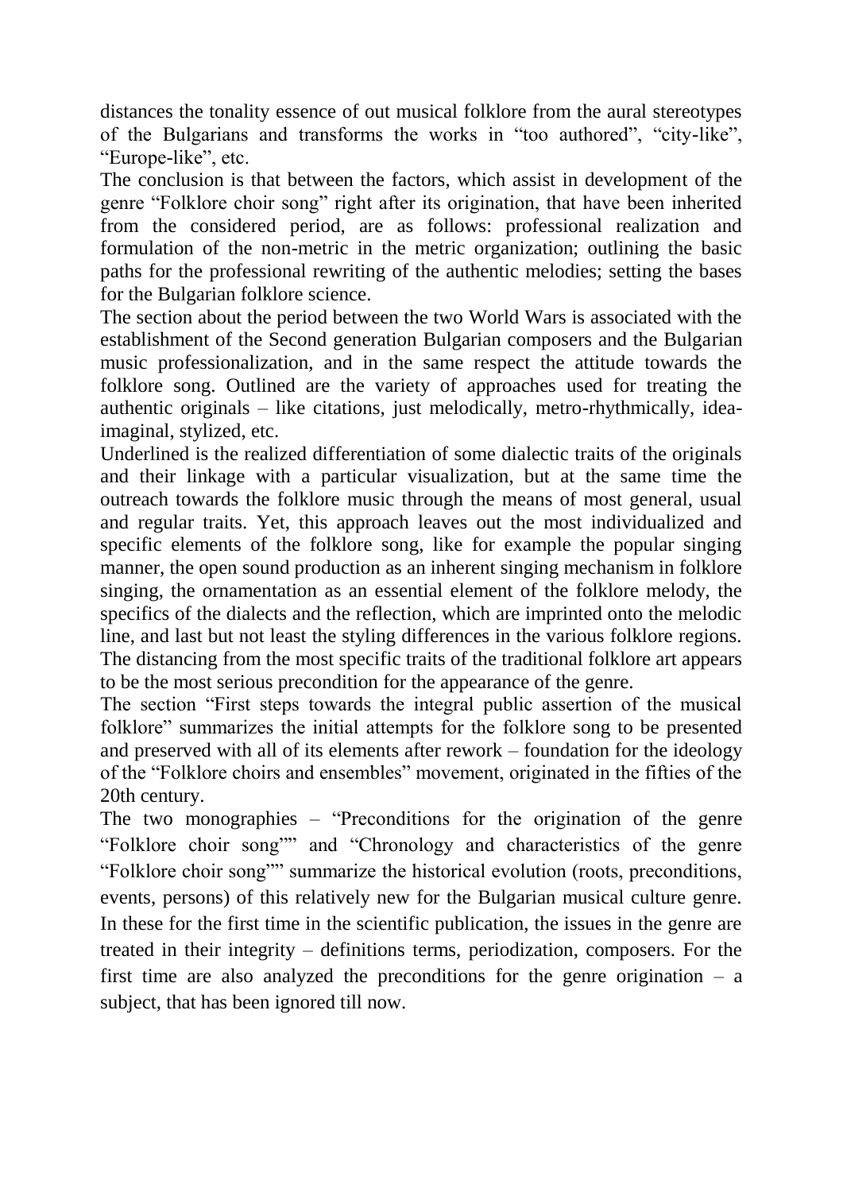distances the tonality essence of out musical folklore from the aural stereotypes of the Bulgarians and transforms the works in "too authored", "city-like", "Europe-like", etc.

The conclusion is that between the factors, which assist in development of the genre "Folklore choir song" right after its origination, that have been inherited from the considered period, are as follows: professional realization and formulation of the non-metric in the metric organization; outlining the basic paths for the professional rewriting of the authentic melodies; setting the bases for the Bulgarian folklore science.

The section about the period between the two World Wars is associated with the establishment of the Second generation Bulgarian composers and the Bulgarian music professionalization, and in the same respect the attitude towards the folklore song. Outlined are the variety of approaches used for treating the authentic originals – like citations, just melodically, metro-rhythmically, idea-imaginal, stylized, etc.

Underlined is the realized differentiation of some dialectic traits of the originals and their linkage with a particular visualization, but at the same time the outreach towards the folklore music through the means of most general, usual and regular traits. Yet, this approach leaves out the most individualized and specific elements of the folklore song, like for example the popular singing manner, the open sound production as an inherent singing mechanism in folklore singing, the ornamentation as an essential element of the folklore melody, the specifics of the dialects and the reflection, which are imprinted onto the melodic line, and last but not least the styling differences in the various folklore regions. The distancing from the most specific traits of the traditional folklore art appears to be the most serious precondition for the appearance of the genre.

The section "First steps towards the integral public assertion of the musical folklore" summarizes the initial attempts for the folklore song to be presented and preserved with all of its elements after rework – foundation for the ideology of the "Folklore choirs and ensembles" movement, originated in the fifties of the 20th century.

The two monographies – "Preconditions for the origination of the genre "Folklore choir song"" and "Chronology and characteristics of the genre "Folklore choir song"" summarize the historical evolution (roots, preconditions, events, persons) of this relatively new for the Bulgarian musical culture genre. In these for the first time in the scientific publication, the issues in the genre are treated in their integrity – definitions terms, periodization, composers. For the first time are also analyzed the preconditions for the genre origination – a subject, that has been ignored till now.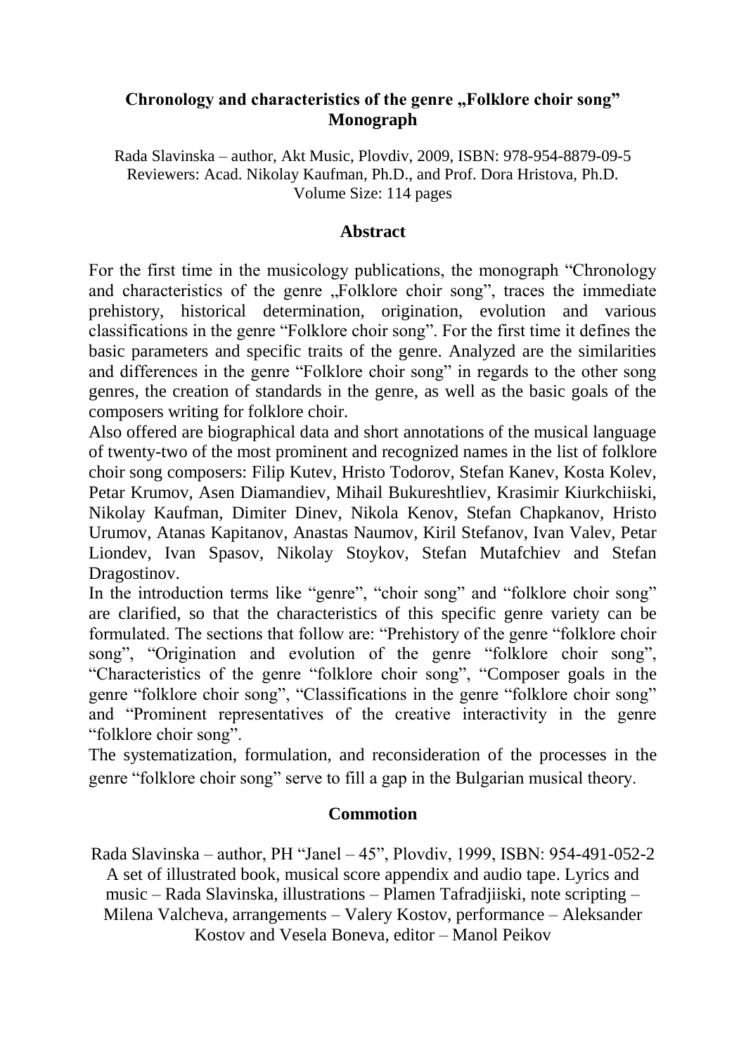## Chronology and characteristics of the genre „Folklore choir song" Monograph

Rada Slavinska – author, Akt Music, Plovdiv, 2009, ISBN: 978-954-8879-09-5
Reviewers: Acad. Nikolay Kaufman, Ph.D., and Prof. Dora Hristova, Ph.D.
Volume Size: 114 pages

### Abstract

For the first time in the musicology publications, the monograph "Chronology and characteristics of the genre „Folklore choir song", traces the immediate prehistory, historical determination, origination, evolution and various classifications in the genre "Folklore choir song". For the first time it defines the basic parameters and specific traits of the genre. Analyzed are the similarities and differences in the genre "Folklore choir song" in regards to the other song genres, the creation of standards in the genre, as well as the basic goals of the composers writing for folklore choir.

Also offered are biographical data and short annotations of the musical language of twenty-two of the most prominent and recognized names in the list of folklore choir song composers: Filip Kutev, Hristo Todorov, Stefan Kanev, Kosta Kolev, Petar Krumov, Asen Diamandiev, Mihail Bukureshtliev, Krasimir Kiurkchiiski, Nikolay Kaufman, Dimiter Dinev, Nikola Kenov, Stefan Chapkanov, Hristo Urumov, Atanas Kapitanov, Anastas Naumov, Kiril Stefanov, Ivan Valev, Petar Liondev, Ivan Spasov, Nikolay Stoykov, Stefan Mutafchiev and Stefan Dragostinov.

In the introduction terms like "genre", "choir song" and "folklore choir song" are clarified, so that the characteristics of this specific genre variety can be formulated. The sections that follow are: "Prehistory of the genre "folklore choir song", "Origination and evolution of the genre "folklore choir song", "Characteristics of the genre "folklore choir song", "Composer goals in the genre "folklore choir song", "Classifications in the genre "folklore choir song" and "Prominent representatives of the creative interactivity in the genre "folklore choir song".

The systematization, formulation, and reconsideration of the processes in the genre "folklore choir song" serve to fill a gap in the Bulgarian musical theory.

### Commotion

Rada Slavinska – author, PH "Janel – 45", Plovdiv, 1999, ISBN: 954-491-052-2
A set of illustrated book, musical score appendix and audio tape. Lyrics and music – Rada Slavinska, illustrations – Plamen Tafradjiiski, note scripting – Milena Valcheva, arrangements – Valery Kostov, performance – Aleksander Kostov and Vesela Boneva, editor – Manol Peikov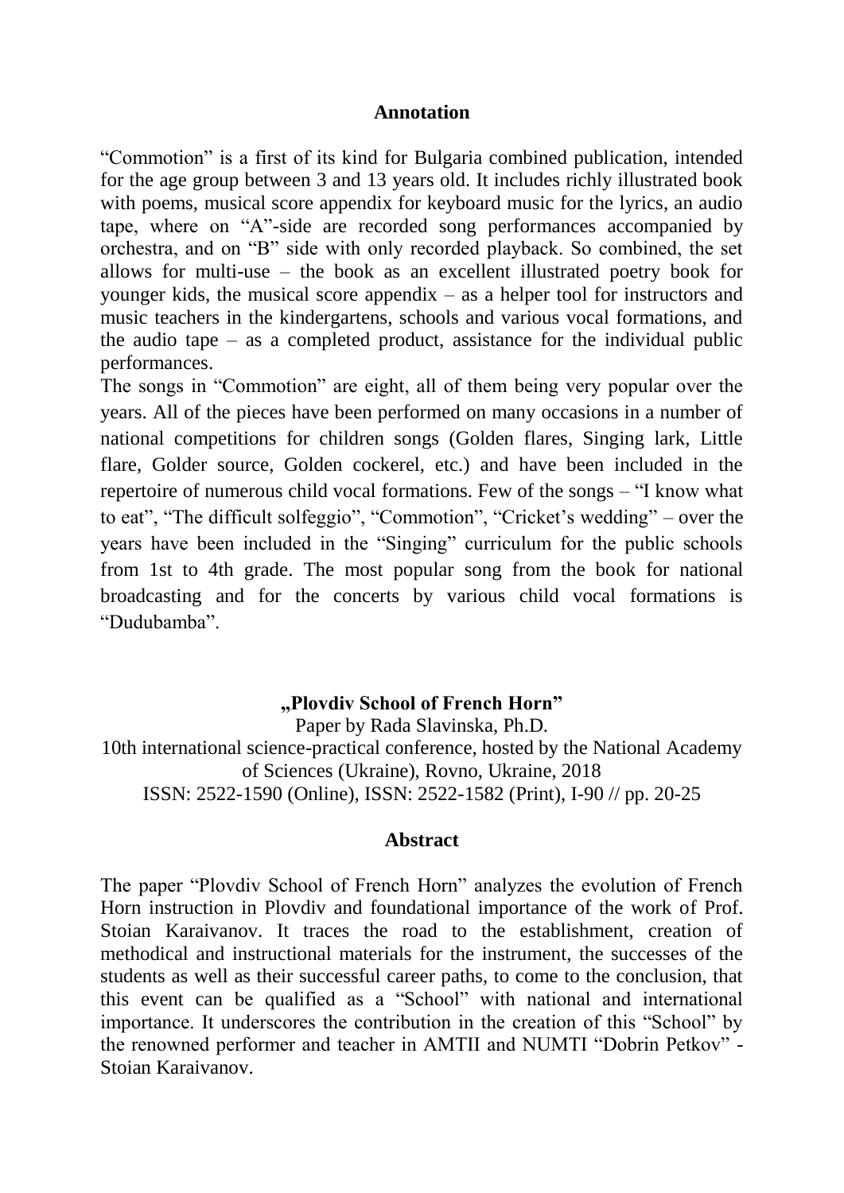## Annotation

"Commotion" is a first of its kind for Bulgaria combined publication, intended for the age group between 3 and 13 years old. It includes richly illustrated book with poems, musical score appendix for keyboard music for the lyrics, an audio tape, where on "A"-side are recorded song performances accompanied by orchestra, and on "B" side with only recorded playback. So combined, the set allows for multi-use – the book as an excellent illustrated poetry book for younger kids, the musical score appendix – as a helper tool for instructors and music teachers in the kindergartens, schools and various vocal formations, and the audio tape – as a completed product, assistance for the individual public performances.

The songs in "Commotion" are eight, all of them being very popular over the years. All of the pieces have been performed on many occasions in a number of national competitions for children songs (Golden flares, Singing lark, Little flare, Golder source, Golden cockerel, etc.) and have been included in the repertoire of numerous child vocal formations. Few of the songs – "I know what to eat", "The difficult solfeggio", "Commotion", "Cricket's wedding" – over the years have been included in the "Singing" curriculum for the public schools from 1st to 4th grade. The most popular song from the book for national broadcasting and for the concerts by various child vocal formations is "Dudubamba".

## „Plovdiv School of French Horn"

Paper by Rada Slavinska, Ph.D.
10th international science-practical conference, hosted by the National Academy of Sciences (Ukraine), Rovno, Ukraine, 2018
ISSN: 2522-1590 (Online), ISSN: 2522-1582 (Print), I-90 // pp. 20-25

## Abstract

The paper "Plovdiv School of French Horn" analyzes the evolution of French Horn instruction in Plovdiv and foundational importance of the work of Prof. Stoian Karaivanov. It traces the road to the establishment, creation of methodical and instructional materials for the instrument, the successes of the students as well as their successful career paths, to come to the conclusion, that this event can be qualified as a "School" with national and international importance. It underscores the contribution in the creation of this "School" by the renowned performer and teacher in AMTII and NUMTI "Dobrin Petkov" - Stoian Karaivanov.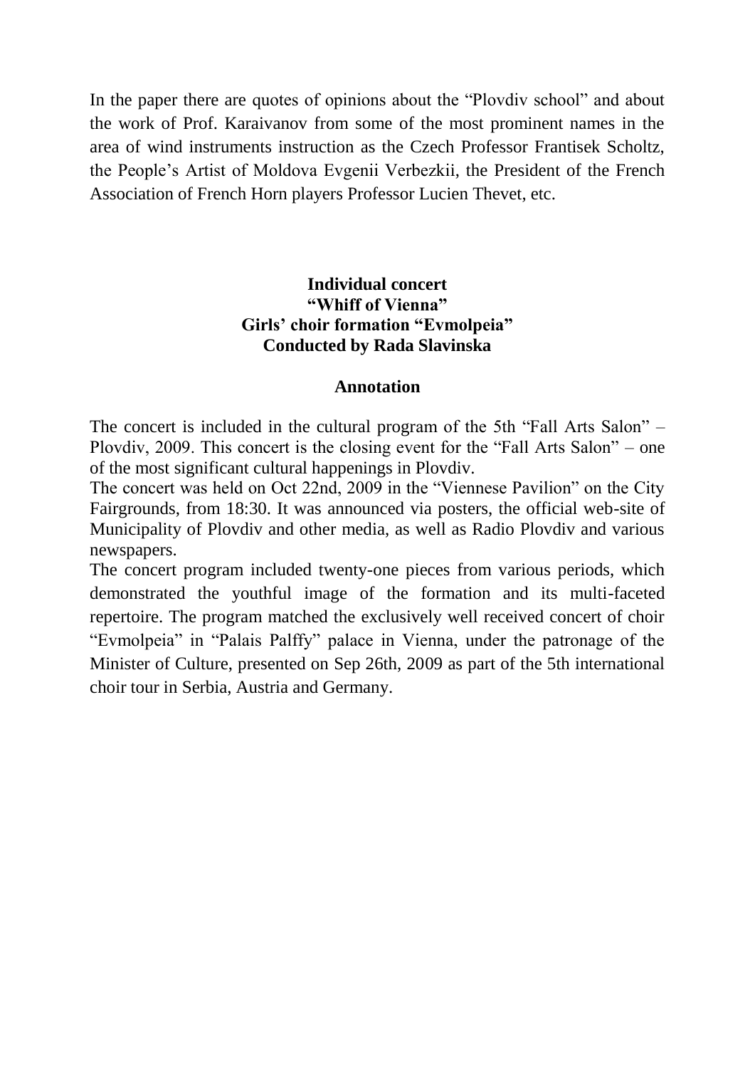In the paper there are quotes of opinions about the “Plovdiv school” and about the work of Prof. Karaivanov from some of the most prominent names in the area of wind instruments instruction as the Czech Professor Frantisek Scholtz, the People’s Artist of Moldova Evgenii Verbezkii, the President of the French Association of French Horn players Professor Lucien Thevet, etc.

## Individual concert
## “Whiff of Vienna”
## Girls’ choir formation “Evmolpeia”
## Conducted by Rada Slavinska

### Annotation

The concert is included in the cultural program of the 5th “Fall Arts Salon” – Plovdiv, 2009. This concert is the closing event for the “Fall Arts Salon” – one of the most significant cultural happenings in Plovdiv.

The concert was held on Oct 22nd, 2009 in the “Viennese Pavilion” on the City Fairgrounds, from 18:30. It was announced via posters, the official web-site of Municipality of Plovdiv and other media, as well as Radio Plovdiv and various newspapers.

The concert program included twenty-one pieces from various periods, which demonstrated the youthful image of the formation and its multi-faceted repertoire. The program matched the exclusively well received concert of choir “Evmolpeia” in “Palais Palffy” palace in Vienna, under the patronage of the Minister of Culture, presented on Sep 26th, 2009 as part of the 5th international choir tour in Serbia, Austria and Germany.